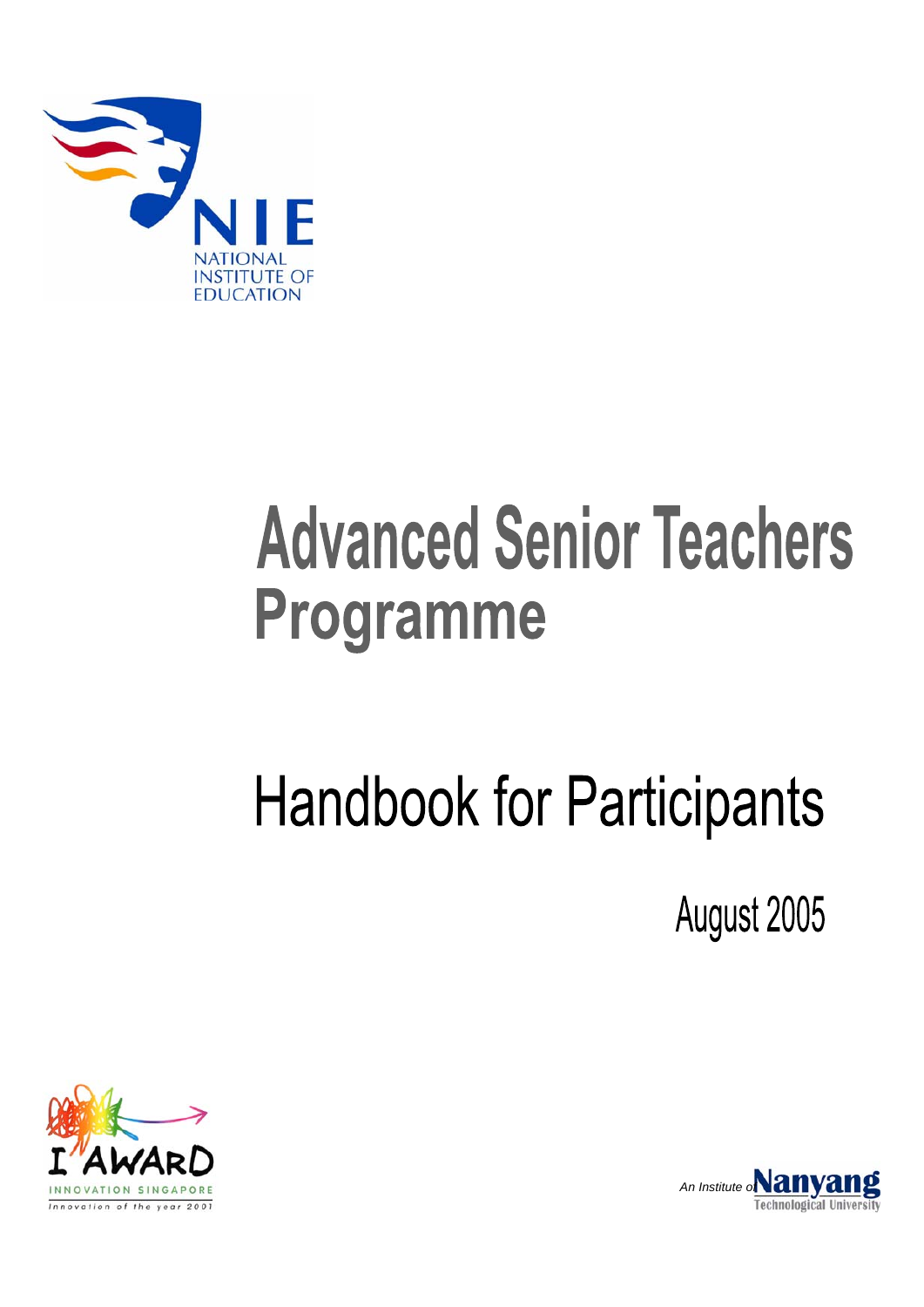NIE

NATIONAL INSTITUTE OF EDUCATION

# Advanced Senior Teachers Programme

## Handbook for Participants

August 2005

I AWARD

INNOVATION SINGAPORE

Innovation of the year 2001

An Institute of Nanyang Technological University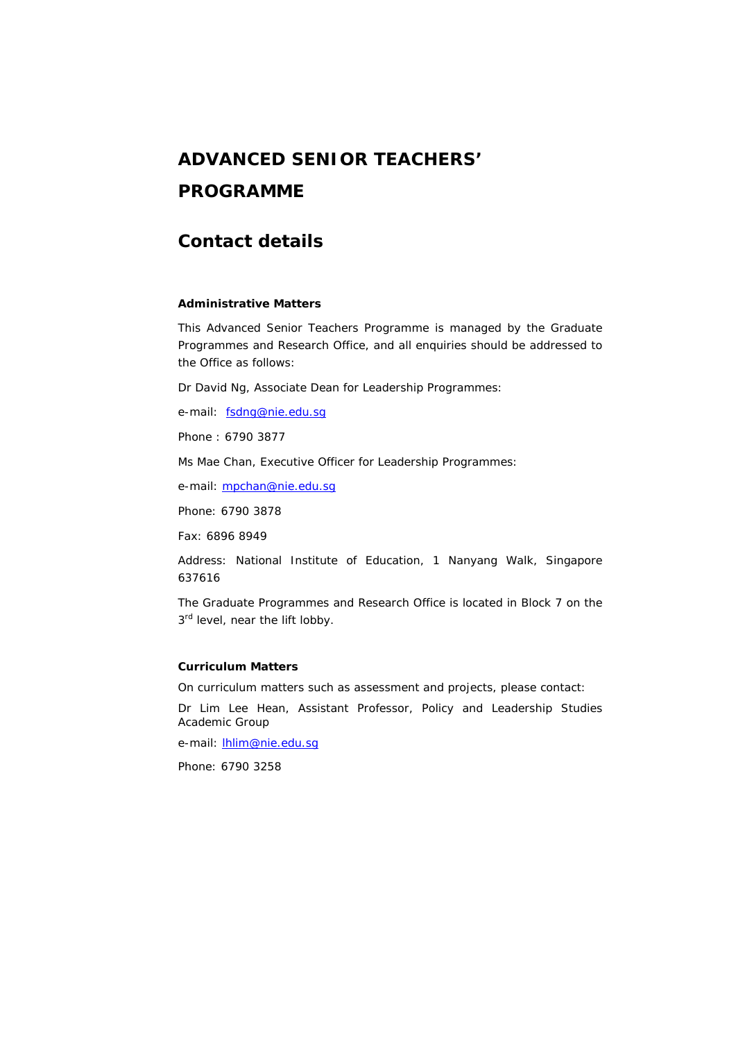# ADVANCED SENIOR TEACHERS' PROGRAMME

## Contact details

**Administrative Matters**

This Advanced Senior Teachers Programme is managed by the Graduate Programmes and Research Office, and all enquiries should be addressed to the Office as follows:

Dr David Ng, Associate Dean for Leadership Programmes:

e-mail: fsdng@nie.edu.sg

Phone : 6790 3877

Ms Mae Chan, Executive Officer for Leadership Programmes:

e-mail: mpchan@nie.edu.sg

Phone: 6790 3878

Fax: 6896 8949

Address: National Institute of Education, 1 Nanyang Walk, Singapore 637616

The Graduate Programmes and Research Office is located in Block 7 on the 3rd level, near the lift lobby.

**Curriculum Matters**

On curriculum matters such as assessment and projects, please contact:

Dr Lim Lee Hean, Assistant Professor, Policy and Leadership Studies Academic Group

e-mail: lhlim@nie.edu.sg

Phone: 6790 3258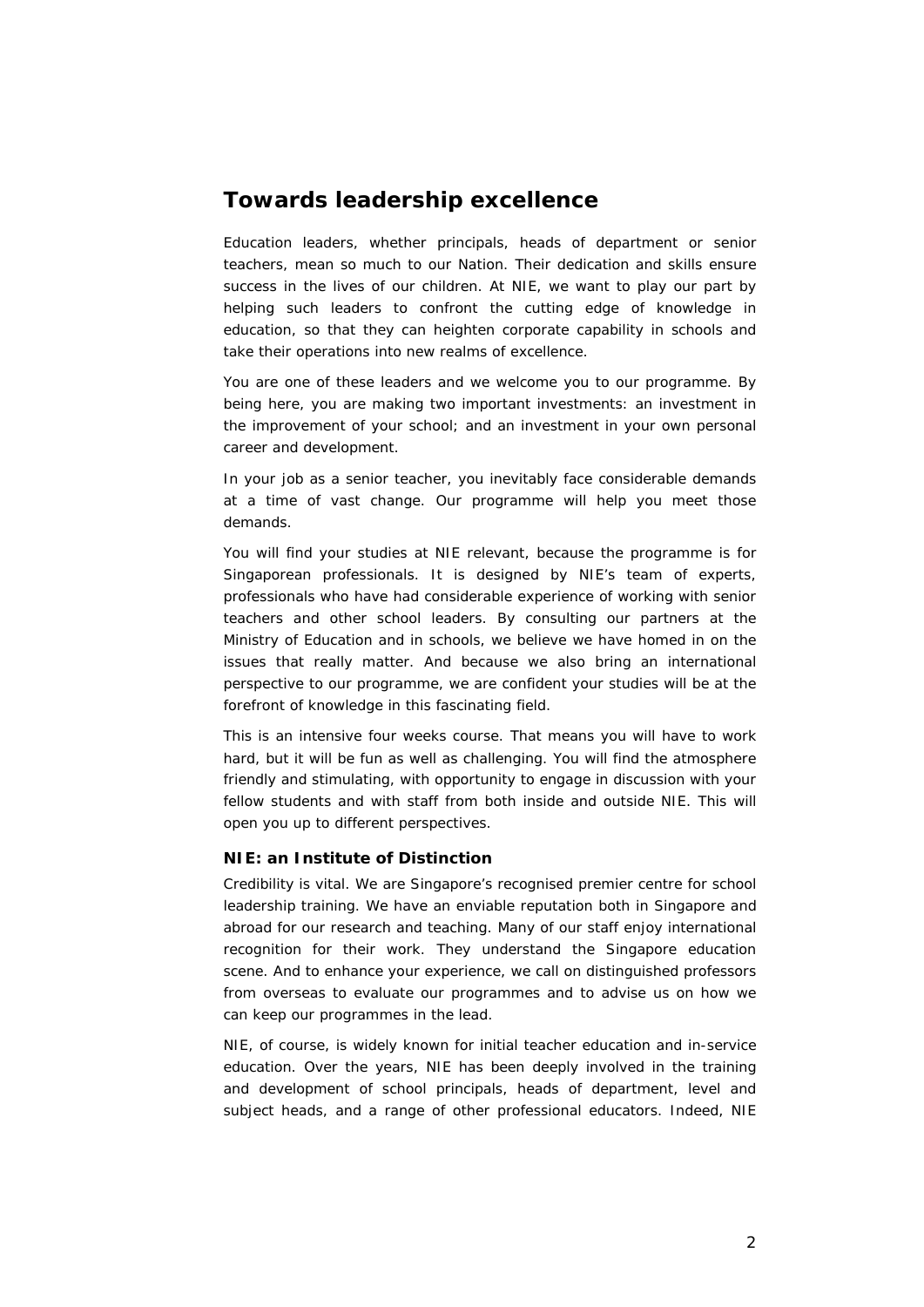## Towards leadership excellence

Education leaders, whether principals, heads of department or senior teachers, mean so much to our Nation. Their dedication and skills ensure success in the lives of our children. At NIE, we want to play our part by helping such leaders to confront the cutting edge of knowledge in education, so that they can heighten corporate capability in schools and take their operations into new realms of excellence.

You are one of these leaders and we welcome you to our programme. By being here, you are making two important investments: an investment in the improvement of your school; and an investment in your own personal career and development.

In your job as a senior teacher, you inevitably face considerable demands at a time of vast change. Our programme will help you meet those demands.

You will find your studies at NIE relevant, because the programme is for Singaporean professionals. It is designed by NIE's team of experts, professionals who have had considerable experience of working with senior teachers and other school leaders. By consulting our partners at the Ministry of Education and in schools, we believe we have homed in on the issues that really matter. And because we also bring an international perspective to our programme, we are confident your studies will be at the forefront of knowledge in this fascinating field.

This is an intensive four weeks course. That means you will have to work hard, but it will be fun as well as challenging. You will find the atmosphere friendly and stimulating, with opportunity to engage in discussion with your fellow students and with staff from both inside and outside NIE. This will open you up to different perspectives.

### NIE: an Institute of Distinction

Credibility is vital. We are Singapore's recognised premier centre for school leadership training. We have an enviable reputation both in Singapore and abroad for our research and teaching. Many of our staff enjoy international recognition for their work. They understand the Singapore education scene. And to enhance your experience, we call on distinguished professors from overseas to evaluate our programmes and to advise us on how we can keep our programmes in the lead.

NIE, of course, is widely known for initial teacher education and in-service education. Over the years, NIE has been deeply involved in the training and development of school principals, heads of department, level and subject heads, and a range of other professional educators. Indeed, NIE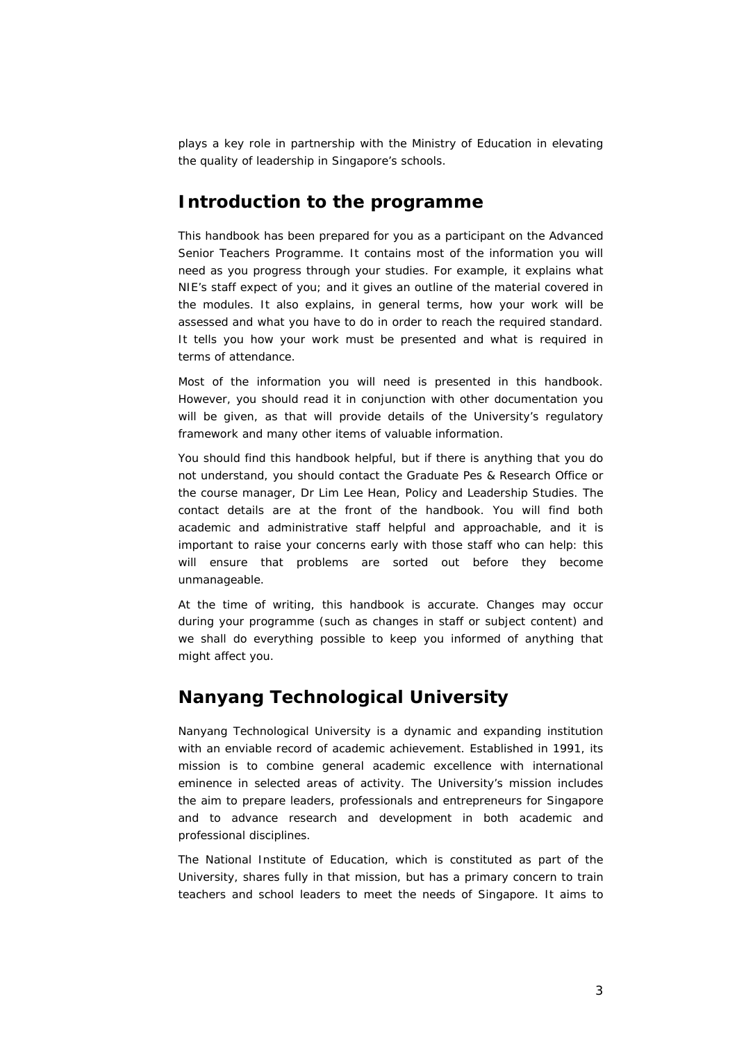plays a key role in partnership with the Ministry of Education in elevating the quality of leadership in Singapore's schools.

## Introduction to the programme

This handbook has been prepared for you as a participant on the Advanced Senior Teachers Programme. It contains most of the information you will need as you progress through your studies. For example, it explains what NIE's staff expect of you; and it gives an outline of the material covered in the modules. It also explains, in general terms, how your work will be assessed and what you have to do in order to reach the required standard. It tells you how your work must be presented and what is required in terms of attendance.

Most of the information you will need is presented in this handbook. However, you should read it in conjunction with other documentation you will be given, as that will provide details of the University's regulatory framework and many other items of valuable information.

You should find this handbook helpful, but if there is anything that you do not understand, you should contact the Graduate Pes & Research Office or the course manager, Dr Lim Lee Hean, Policy and Leadership Studies. The contact details are at the front of the handbook. You will find both academic and administrative staff helpful and approachable, and it is important to raise your concerns early with those staff who can help: this will ensure that problems are sorted out before they become unmanageable.

At the time of writing, this handbook is accurate. Changes may occur during your programme (such as changes in staff or subject content) and we shall do everything possible to keep you informed of anything that might affect you.

## Nanyang Technological University

Nanyang Technological University is a dynamic and expanding institution with an enviable record of academic achievement. Established in 1991, its mission is to combine general academic excellence with international eminence in selected areas of activity. The University's mission includes the aim to prepare leaders, professionals and entrepreneurs for Singapore and to advance research and development in both academic and professional disciplines.

The National Institute of Education, which is constituted as part of the University, shares fully in that mission, but has a primary concern to train teachers and school leaders to meet the needs of Singapore. It aims to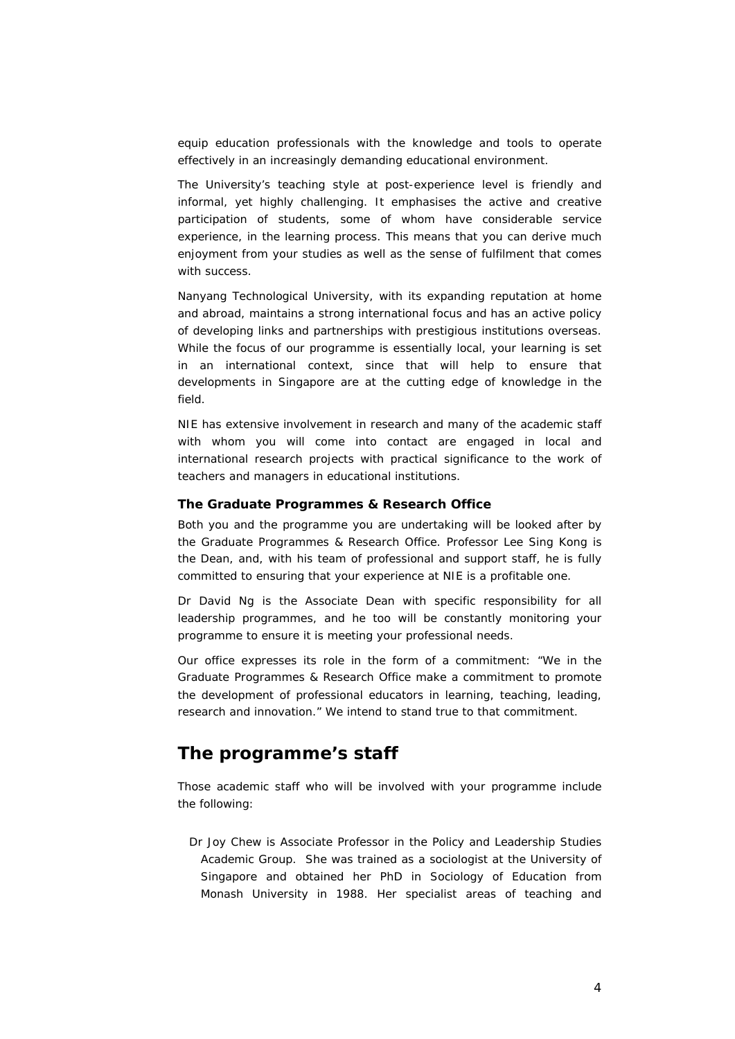equip education professionals with the knowledge and tools to operate effectively in an increasingly demanding educational environment.

The University's teaching style at post-experience level is friendly and informal, yet highly challenging. It emphasises the active and creative participation of students, some of whom have considerable service experience, in the learning process. This means that you can derive much enjoyment from your studies as well as the sense of fulfilment that comes with success.

Nanyang Technological University, with its expanding reputation at home and abroad, maintains a strong international focus and has an active policy of developing links and partnerships with prestigious institutions overseas. While the focus of our programme is essentially local, your learning is set in an international context, since that will help to ensure that developments in Singapore are at the cutting edge of knowledge in the field.

NIE has extensive involvement in research and many of the academic staff with whom you will come into contact are engaged in local and international research projects with practical significance to the work of teachers and managers in educational institutions.

### The Graduate Programmes & Research Office

Both you and the programme you are undertaking will be looked after by the Graduate Programmes & Research Office. Professor Lee Sing Kong is the Dean, and, with his team of professional and support staff, he is fully committed to ensuring that your experience at NIE is a profitable one.

Dr David Ng is the Associate Dean with specific responsibility for all leadership programmes, and he too will be constantly monitoring your programme to ensure it is meeting your professional needs.

Our office expresses its role in the form of a commitment: "We in the Graduate Programmes & Research Office make a commitment to promote the development of professional educators in learning, teaching, leading, research and innovation." We intend to stand true to that commitment.

## The programme's staff

Those academic staff who will be involved with your programme include the following:

Dr Joy Chew is Associate Professor in the Policy and Leadership Studies Academic Group. She was trained as a sociologist at the University of Singapore and obtained her PhD in Sociology of Education from Monash University in 1988. Her specialist areas of teaching and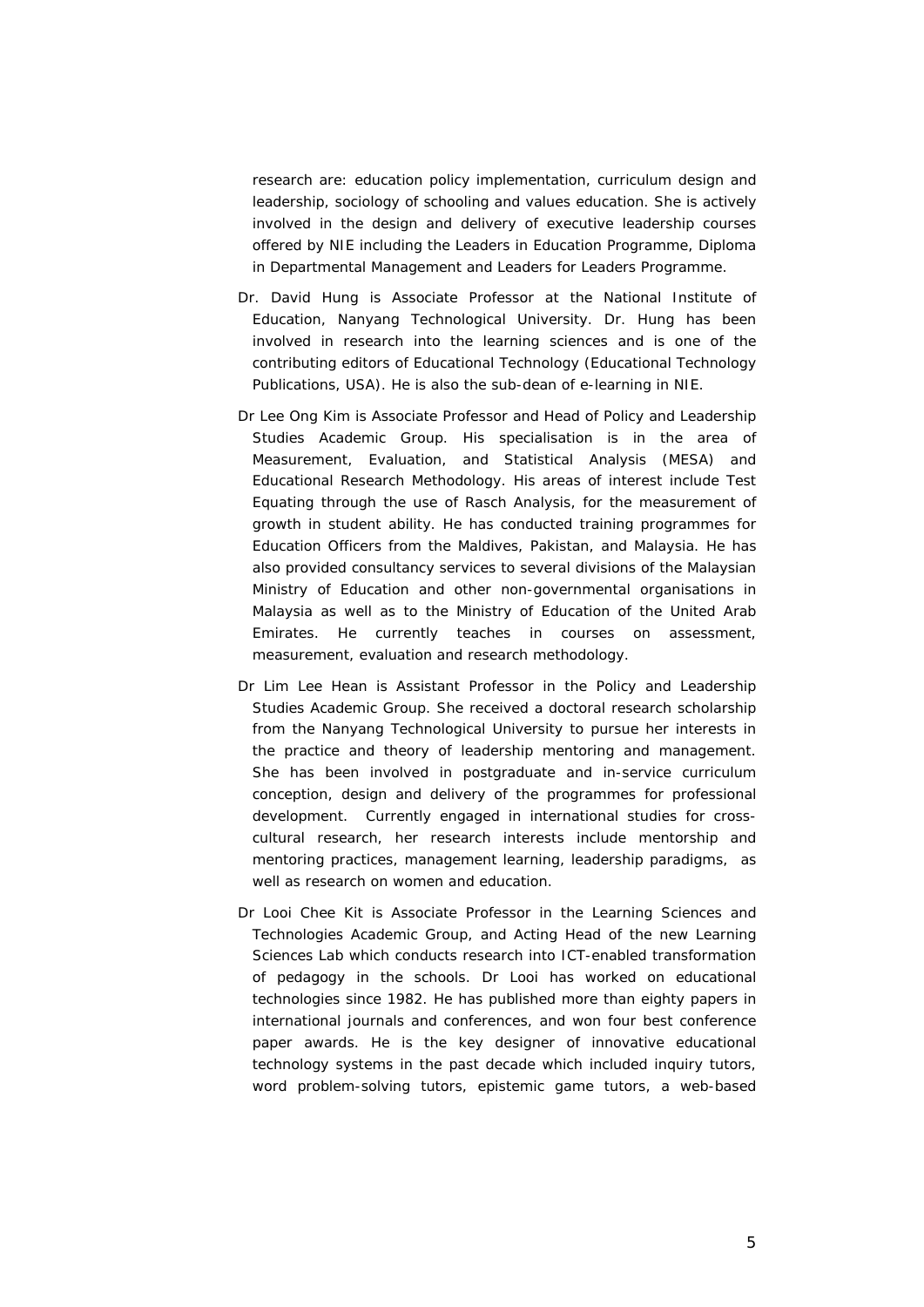research are: education policy implementation, curriculum design and leadership, sociology of schooling and values education. She is actively involved in the design and delivery of executive leadership courses offered by NIE including the Leaders in Education Programme, Diploma in Departmental Management and Leaders for Leaders Programme.

Dr. David Hung is Associate Professor at the National Institute of Education, Nanyang Technological University. Dr. Hung has been involved in research into the learning sciences and is one of the contributing editors of Educational Technology (Educational Technology Publications, USA). He is also the sub-dean of e-learning in NIE.

Dr Lee Ong Kim is Associate Professor and Head of Policy and Leadership Studies Academic Group. His specialisation is in the area of Measurement, Evaluation, and Statistical Analysis (MESA) and Educational Research Methodology. His areas of interest include Test Equating through the use of Rasch Analysis, for the measurement of growth in student ability. He has conducted training programmes for Education Officers from the Maldives, Pakistan, and Malaysia. He has also provided consultancy services to several divisions of the Malaysian Ministry of Education and other non-governmental organisations in Malaysia as well as to the Ministry of Education of the United Arab Emirates. He currently teaches in courses on assessment, measurement, evaluation and research methodology.

Dr Lim Lee Hean is Assistant Professor in the Policy and Leadership Studies Academic Group. She received a doctoral research scholarship from the Nanyang Technological University to pursue her interests in the practice and theory of leadership mentoring and management. She has been involved in postgraduate and in-service curriculum conception, design and delivery of the programmes for professional development. Currently engaged in international studies for cross-cultural research, her research interests include mentorship and mentoring practices, management learning, leadership paradigms, as well as research on women and education.

Dr Looi Chee Kit is Associate Professor in the Learning Sciences and Technologies Academic Group, and Acting Head of the new Learning Sciences Lab which conducts research into ICT-enabled transformation of pedagogy in the schools. Dr Looi has worked on educational technologies since 1982. He has published more than eighty papers in international journals and conferences, and won four best conference paper awards. He is the key designer of innovative educational technology systems in the past decade which included inquiry tutors, word problem-solving tutors, epistemic game tutors, a web-based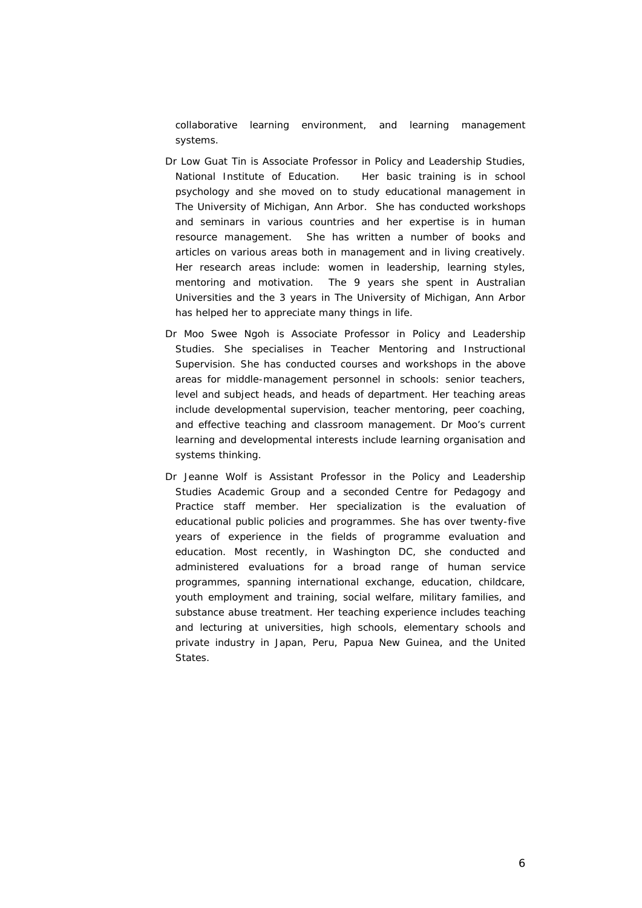collaborative learning environment, and learning management systems.

Dr Low Guat Tin is Associate Professor in Policy and Leadership Studies, National Institute of Education. Her basic training is in school psychology and she moved on to study educational management in The University of Michigan, Ann Arbor. She has conducted workshops and seminars in various countries and her expertise is in human resource management. She has written a number of books and articles on various areas both in management and in living creatively. Her research areas include: women in leadership, learning styles, mentoring and motivation. The 9 years she spent in Australian Universities and the 3 years in The University of Michigan, Ann Arbor has helped her to appreciate many things in life.

Dr Moo Swee Ngoh is Associate Professor in Policy and Leadership Studies. She specialises in Teacher Mentoring and Instructional Supervision. She has conducted courses and workshops in the above areas for middle-management personnel in schools: senior teachers, level and subject heads, and heads of department. Her teaching areas include developmental supervision, teacher mentoring, peer coaching, and effective teaching and classroom management. Dr Moo's current learning and developmental interests include learning organisation and systems thinking.

Dr Jeanne Wolf is Assistant Professor in the Policy and Leadership Studies Academic Group and a seconded Centre for Pedagogy and Practice staff member. Her specialization is the evaluation of educational public policies and programmes. She has over twenty-five years of experience in the fields of programme evaluation and education. Most recently, in Washington DC, she conducted and administered evaluations for a broad range of human service programmes, spanning international exchange, education, childcare, youth employment and training, social welfare, military families, and substance abuse treatment. Her teaching experience includes teaching and lecturing at universities, high schools, elementary schools and private industry in Japan, Peru, Papua New Guinea, and the United States.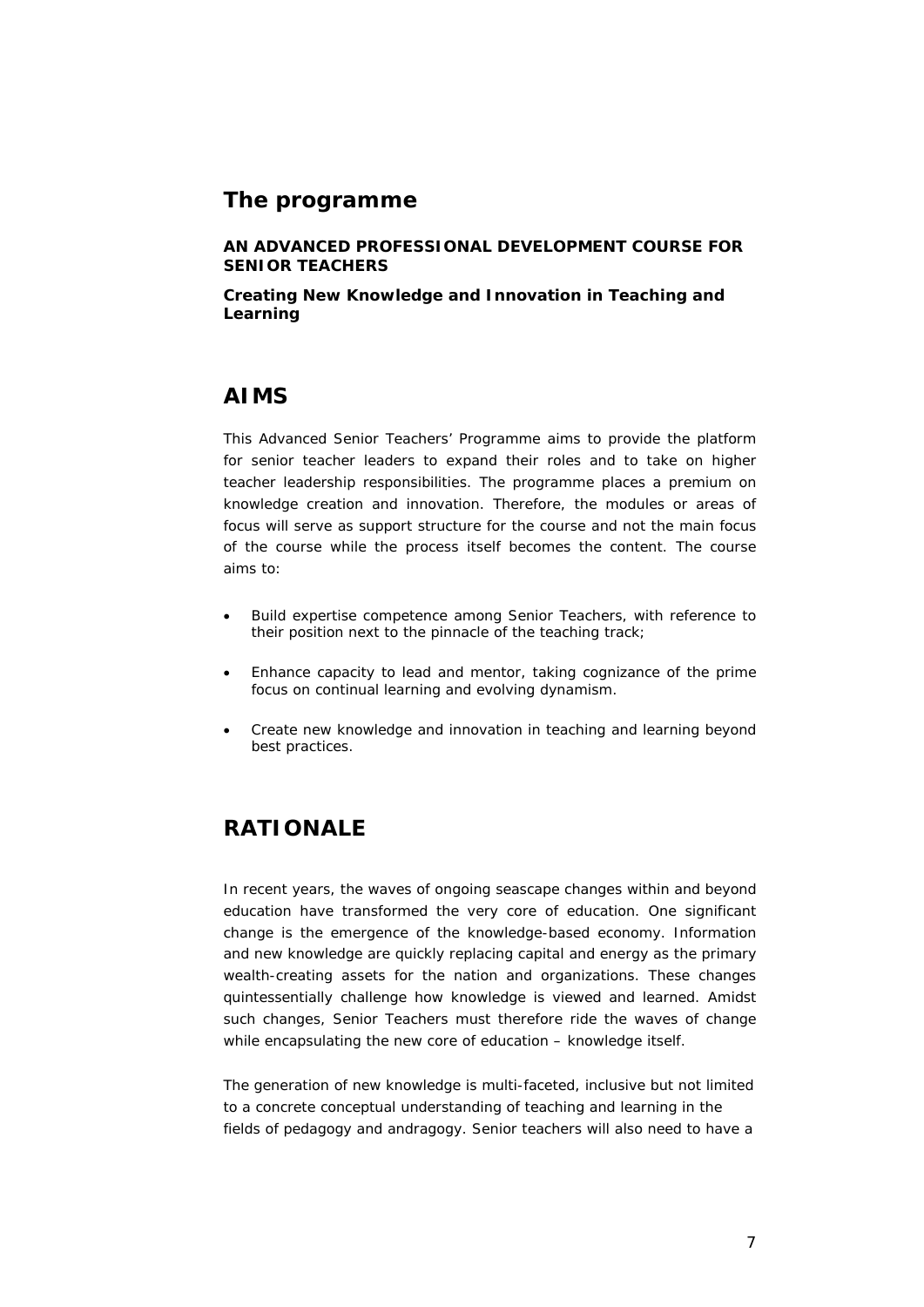## The programme

**AN ADVANCED PROFESSIONAL DEVELOPMENT COURSE FOR SENIOR TEACHERS**

**Creating New Knowledge and Innovation in Teaching and Learning**

## AIMS

This Advanced Senior Teachers' Programme aims to provide the platform for senior teacher leaders to expand their roles and to take on higher teacher leadership responsibilities. The programme places a premium on knowledge creation and innovation. Therefore, the modules or areas of focus will serve as support structure for the course and not the main focus of the course while the process itself becomes the content. The course aims to:

- Build expertise competence among Senior Teachers, with reference to their position next to the pinnacle of the teaching track;
- Enhance capacity to lead and mentor, taking cognizance of the prime focus on continual learning and evolving dynamism.
- Create new knowledge and innovation in teaching and learning beyond best practices.

## RATIONALE

In recent years, the waves of ongoing seascape changes within and beyond education have transformed the very core of education. One significant change is the emergence of the knowledge-based economy. Information and new knowledge are quickly replacing capital and energy as the primary wealth-creating assets for the nation and organizations. These changes quintessentially challenge how knowledge is viewed and learned. Amidst such changes, Senior Teachers must therefore ride the waves of change while encapsulating the new core of education – knowledge itself.

The generation of new knowledge is multi-faceted, inclusive but not limited to a concrete conceptual understanding of teaching and learning in the fields of pedagogy and andragogy. Senior teachers will also need to have a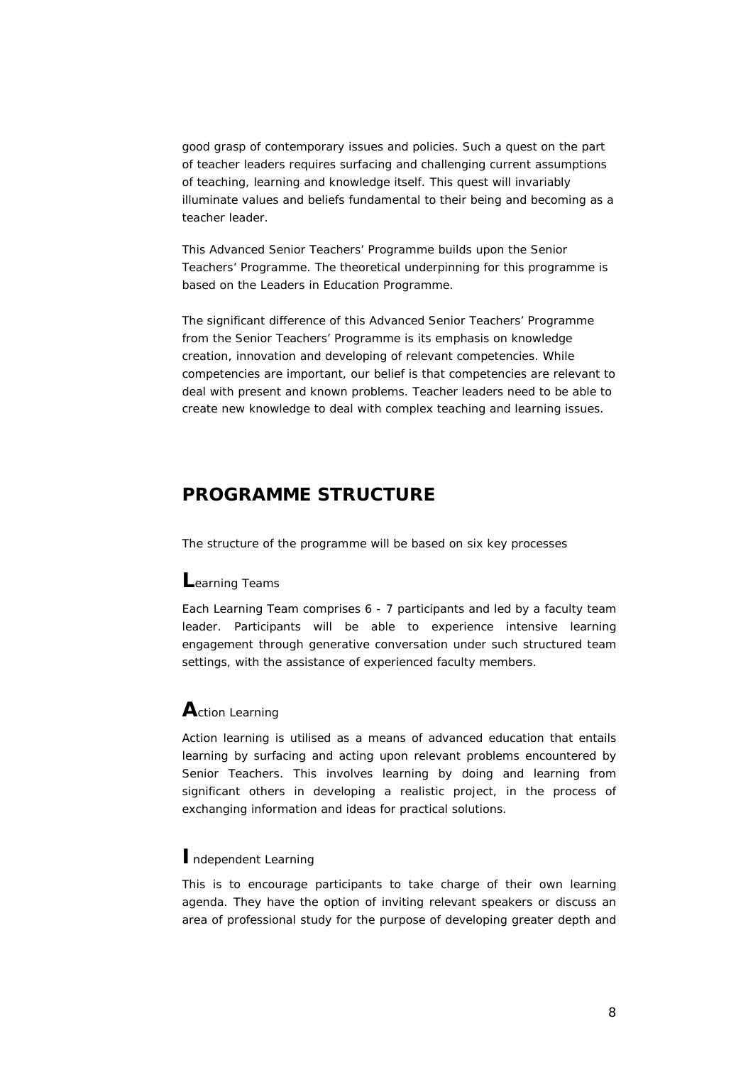good grasp of contemporary issues and policies. Such a quest on the part of teacher leaders requires surfacing and challenging current assumptions of teaching, learning and knowledge itself. This quest will invariably illuminate values and beliefs fundamental to their being and becoming as a teacher leader.

This Advanced Senior Teachers' Programme builds upon the Senior Teachers' Programme. The theoretical underpinning for this programme is based on the Leaders in Education Programme.

The significant difference of this Advanced Senior Teachers' Programme from the Senior Teachers' Programme is its emphasis on knowledge creation, innovation and developing of relevant competencies. While competencies are important, our belief is that competencies are relevant to deal with present and known problems. Teacher leaders need to be able to create new knowledge to deal with complex teaching and learning issues.

## PROGRAMME STRUCTURE

The structure of the programme will be based on six key processes

### **L**earning Teams

Each Learning Team comprises 6 - 7 participants and led by a faculty team leader. Participants will be able to experience intensive learning engagement through generative conversation under such structured team settings, with the assistance of experienced faculty members.

### **A**ction Learning

Action learning is utilised as a means of advanced education that entails learning by surfacing and acting upon relevant problems encountered by Senior Teachers. This involves learning by doing and learning from significant others in developing a realistic project, in the process of exchanging information and ideas for practical solutions.

### **I**ndependent Learning

This is to encourage participants to take charge of their own learning agenda. They have the option of inviting relevant speakers or discuss an area of professional study for the purpose of developing greater depth and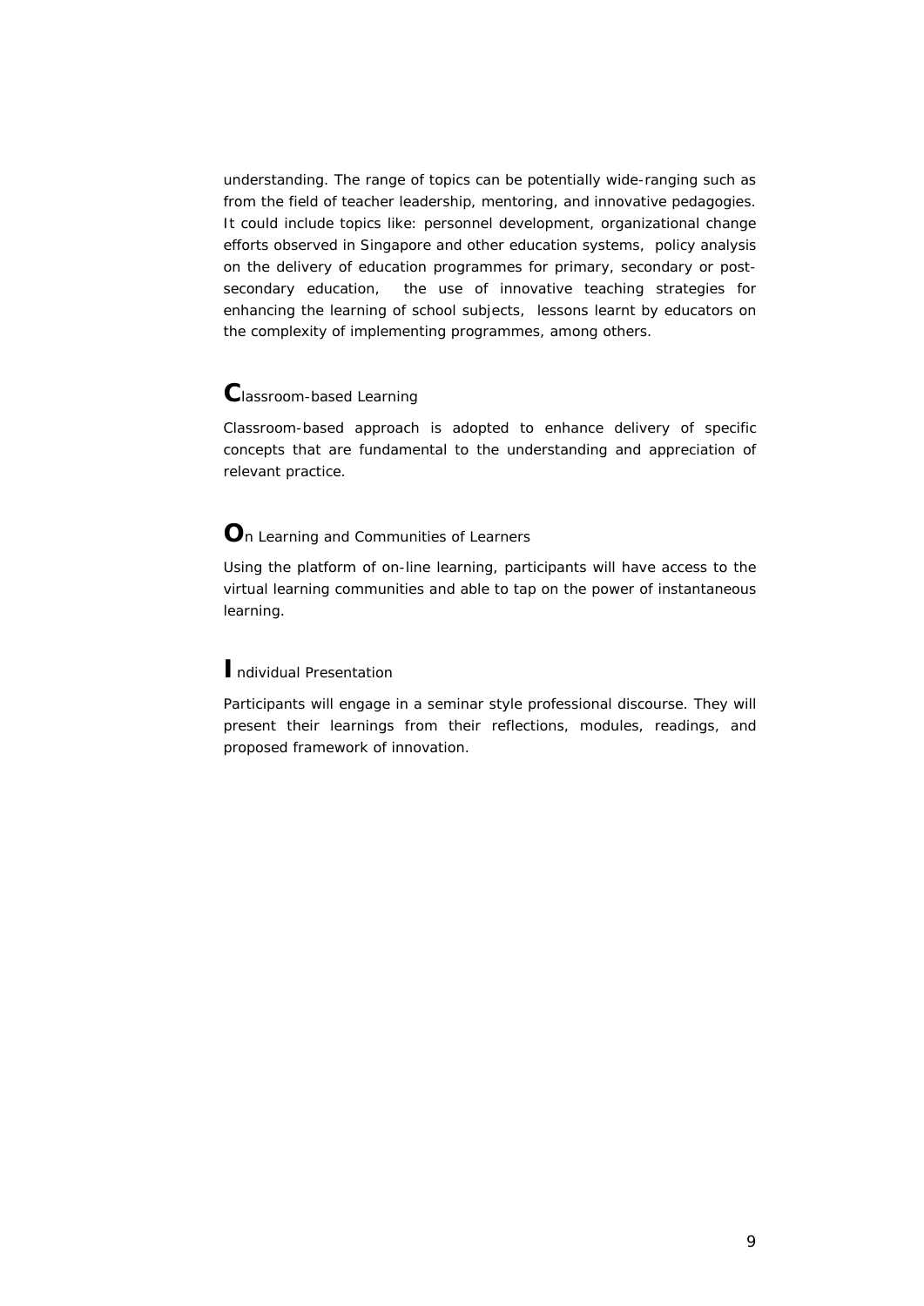understanding. The range of topics can be potentially wide-ranging such as from the field of teacher leadership, mentoring, and innovative pedagogies. It could include topics like: personnel development, organizational change efforts observed in Singapore and other education systems, policy analysis on the delivery of education programmes for primary, secondary or post-secondary education, the use of innovative teaching strategies for enhancing the learning of school subjects, lessons learnt by educators on the complexity of implementing programmes, among others.

## **C**lassroom-based Learning

Classroom-based approach is adopted to enhance delivery of specific concepts that are fundamental to the understanding and appreciation of relevant practice.

## **O**n Learning and Communities of Learners

Using the platform of on-line learning, participants will have access to the virtual learning communities and able to tap on the power of instantaneous learning.

## **I**ndividual Presentation

Participants will engage in a seminar style professional discourse. They will present their learnings from their reflections, modules, readings, and proposed framework of innovation.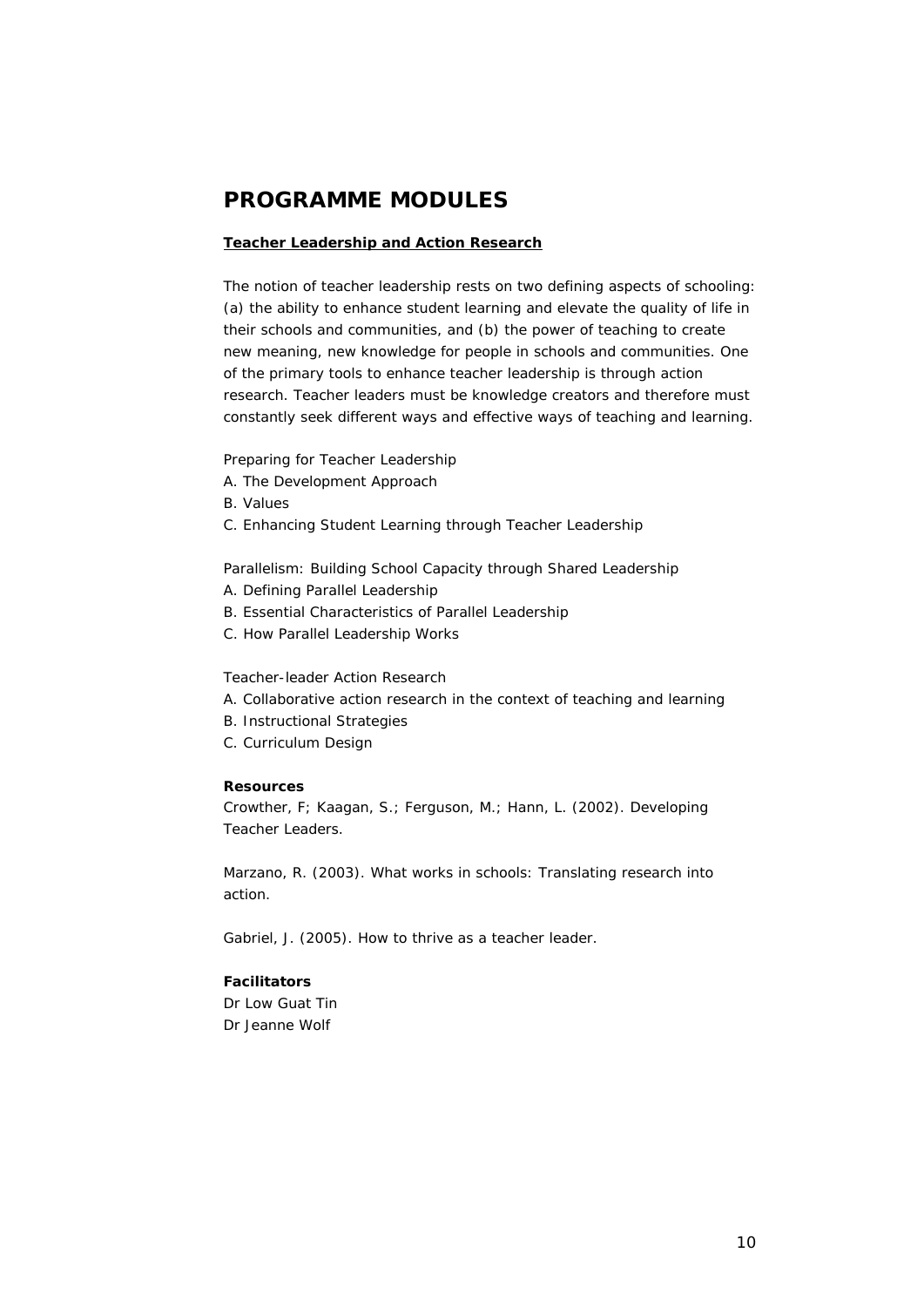## PROGRAMME MODULES

**Teacher Leadership and Action Research**

The notion of teacher leadership rests on two defining aspects of schooling: (a) the ability to enhance student learning and elevate the quality of life in their schools and communities, and (b) the power of teaching to create new meaning, new knowledge for people in schools and communities. One of the primary tools to enhance teacher leadership is through action research. Teacher leaders must be knowledge creators and therefore must constantly seek different ways and effective ways of teaching and learning.

Preparing for Teacher Leadership
A. The Development Approach
B. Values
C. Enhancing Student Learning through Teacher Leadership

Parallelism: Building School Capacity through Shared Leadership
A. Defining Parallel Leadership
B. Essential Characteristics of Parallel Leadership
C. How Parallel Leadership Works

Teacher-leader Action Research
A. Collaborative action research in the context of teaching and learning
B. Instructional Strategies
C. Curriculum Design

**Resources**
Crowther, F; Kaagan, S.; Ferguson, M.; Hann, L. (2002). Developing Teacher Leaders.

Marzano, R. (2003). What works in schools: Translating research into action.

Gabriel, J. (2005). How to thrive as a teacher leader.

**Facilitators**
Dr Low Guat Tin
Dr Jeanne Wolf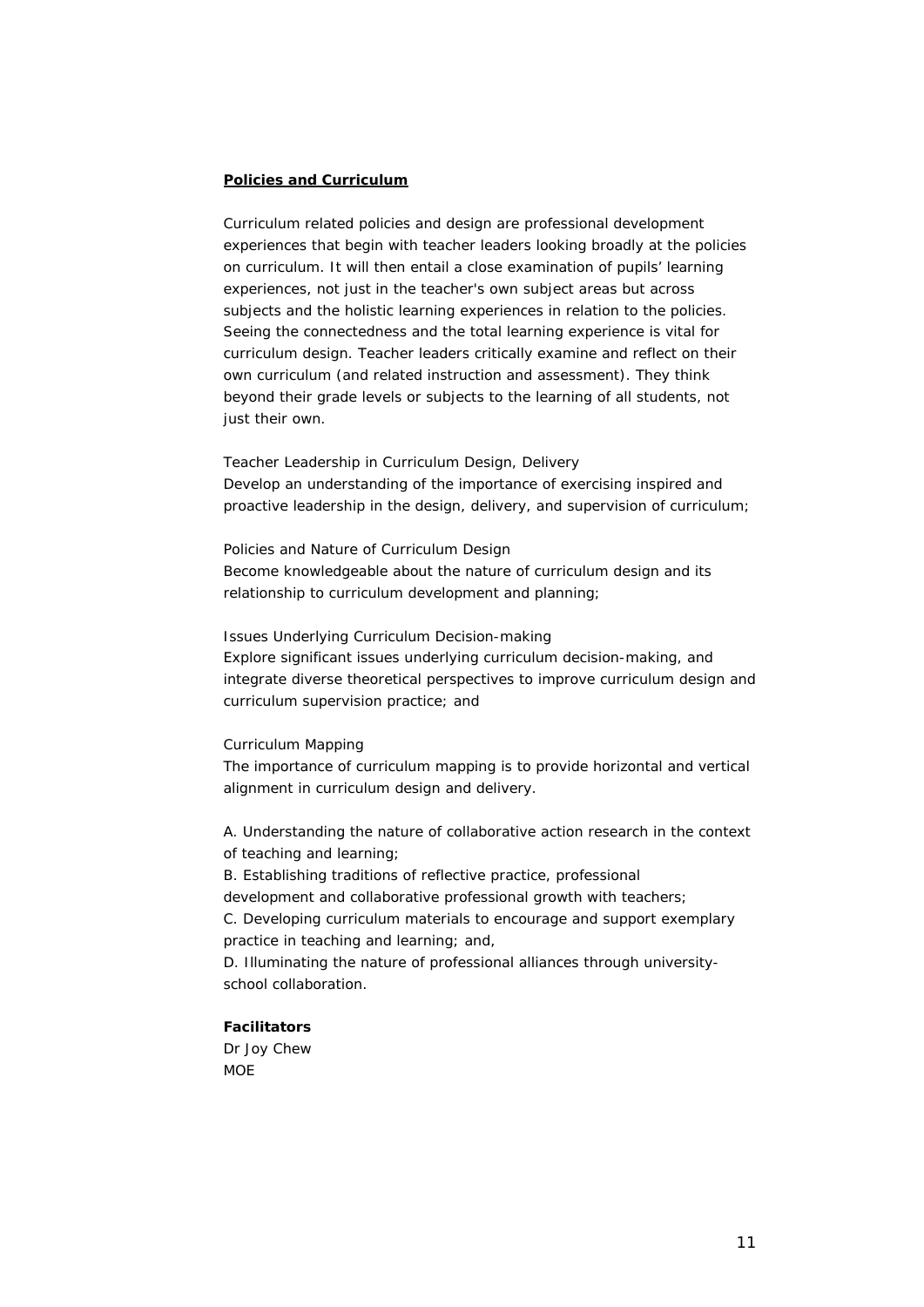## **Policies and Curriculum**

Curriculum related policies and design are professional development experiences that begin with teacher leaders looking broadly at the policies on curriculum. It will then entail a close examination of pupils' learning experiences, not just in the teacher's own subject areas but across subjects and the holistic learning experiences in relation to the policies. Seeing the connectedness and the total learning experience is vital for curriculum design. Teacher leaders critically examine and reflect on their own curriculum (and related instruction and assessment). They think beyond their grade levels or subjects to the learning of all students, not just their own.

Teacher Leadership in Curriculum Design, Delivery
Develop an understanding of the importance of exercising inspired and proactive leadership in the design, delivery, and supervision of curriculum;

Policies and Nature of Curriculum Design
Become knowledgeable about the nature of curriculum design and its relationship to curriculum development and planning;

Issues Underlying Curriculum Decision-making
Explore significant issues underlying curriculum decision-making, and integrate diverse theoretical perspectives to improve curriculum design and curriculum supervision practice; and

Curriculum Mapping
The importance of curriculum mapping is to provide horizontal and vertical alignment in curriculum design and delivery.

A. Understanding the nature of collaborative action research in the context of teaching and learning;
B. Establishing traditions of reflective practice, professional development and collaborative professional growth with teachers;
C. Developing curriculum materials to encourage and support exemplary practice in teaching and learning; and,
D. Illuminating the nature of professional alliances through university-school collaboration.

**Facilitators**
Dr Joy Chew
MOE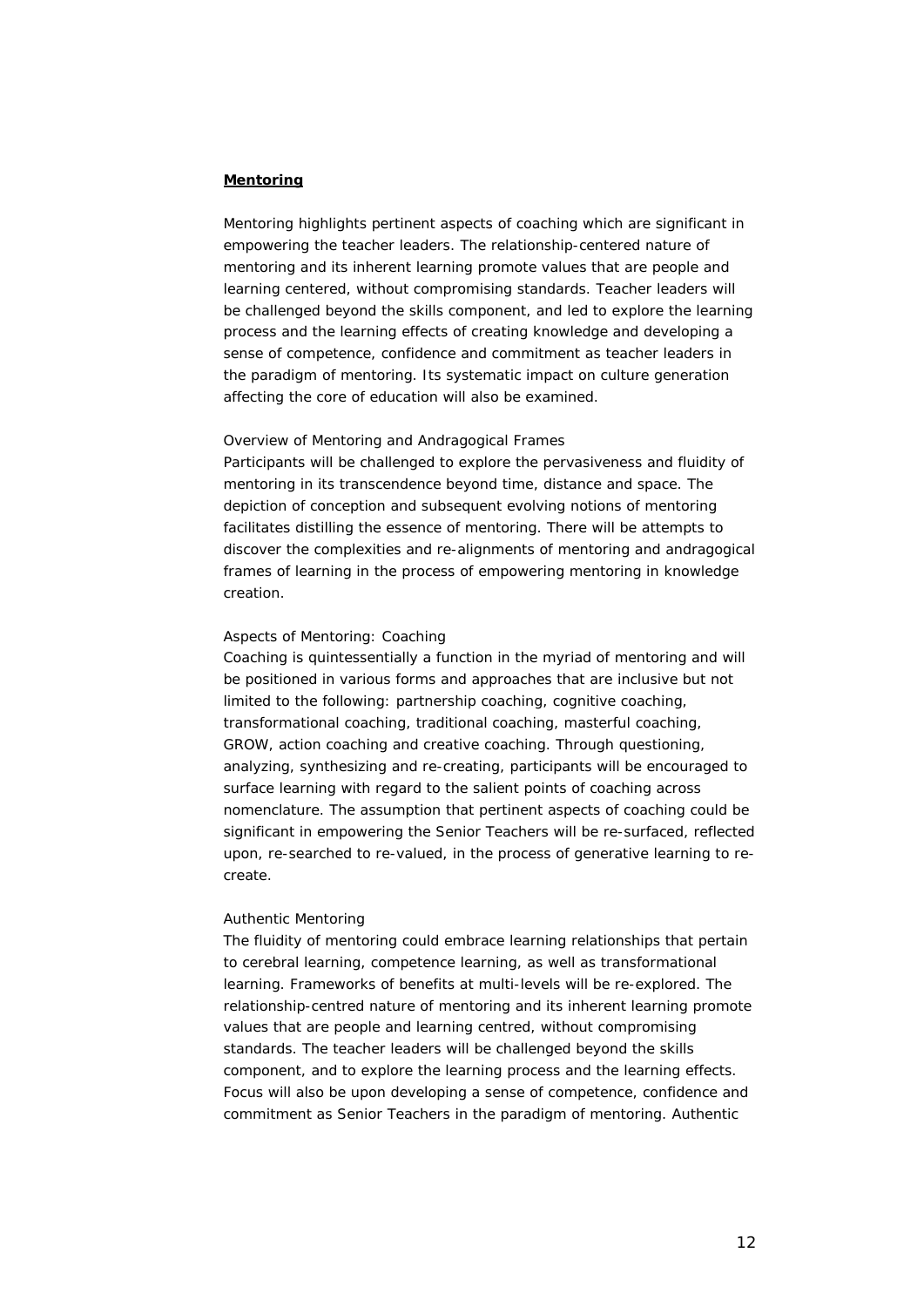**Mentoring**

Mentoring highlights pertinent aspects of coaching which are significant in empowering the teacher leaders. The relationship-centered nature of mentoring and its inherent learning promote values that are people and learning centered, without compromising standards. Teacher leaders will be challenged beyond the skills component, and led to explore the learning process and the learning effects of creating knowledge and developing a sense of competence, confidence and commitment as teacher leaders in the paradigm of mentoring. Its systematic impact on culture generation affecting the core of education will also be examined.

Overview of Mentoring and Andragogical Frames
Participants will be challenged to explore the pervasiveness and fluidity of mentoring in its transcendence beyond time, distance and space. The depiction of conception and subsequent evolving notions of mentoring facilitates distilling the essence of mentoring. There will be attempts to discover the complexities and re-alignments of mentoring and andragogical frames of learning in the process of empowering mentoring in knowledge creation.

Aspects of Mentoring: Coaching
Coaching is quintessentially a function in the myriad of mentoring and will be positioned in various forms and approaches that are inclusive but not limited to the following: partnership coaching, cognitive coaching, transformational coaching, traditional coaching, masterful coaching, GROW, action coaching and creative coaching. Through questioning, analyzing, synthesizing and re-creating, participants will be encouraged to surface learning with regard to the salient points of coaching across nomenclature. The assumption that pertinent aspects of coaching could be significant in empowering the Senior Teachers will be re-surfaced, reflected upon, re-searched to re-valued, in the process of generative learning to re-create.

Authentic Mentoring
The fluidity of mentoring could embrace learning relationships that pertain to cerebral learning, competence learning, as well as transformational learning. Frameworks of benefits at multi-levels will be re-explored. The relationship-centred nature of mentoring and its inherent learning promote values that are people and learning centred, without compromising standards. The teacher leaders will be challenged beyond the skills component, and to explore the learning process and the learning effects. Focus will also be upon developing a sense of competence, confidence and commitment as Senior Teachers in the paradigm of mentoring. Authentic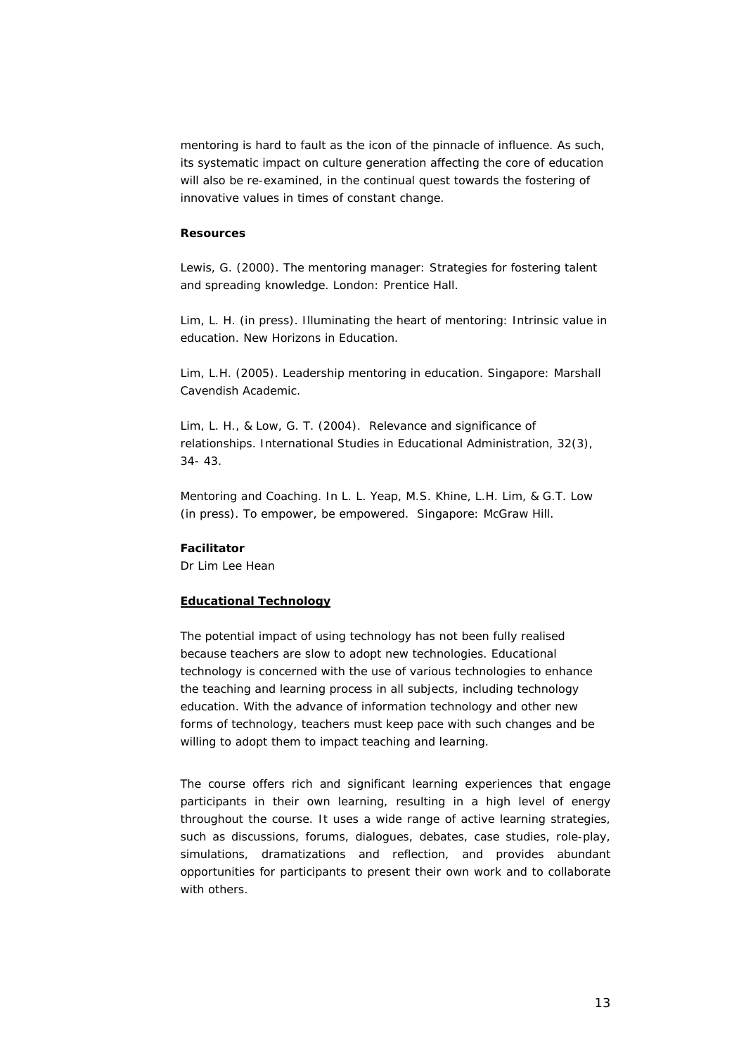mentoring is hard to fault as the icon of the pinnacle of influence. As such, its systematic impact on culture generation affecting the core of education will also be re-examined, in the continual quest towards the fostering of innovative values in times of constant change.

**Resources**

Lewis, G. (2000). The mentoring manager: Strategies for fostering talent and spreading knowledge. London: Prentice Hall.

Lim, L. H. (in press). Illuminating the heart of mentoring: Intrinsic value in education. New Horizons in Education.

Lim, L.H. (2005). Leadership mentoring in education. Singapore: Marshall Cavendish Academic.

Lim, L. H., & Low, G. T. (2004). Relevance and significance of relationships. International Studies in Educational Administration, 32(3), 34- 43.

Mentoring and Coaching. In L. L. Yeap, M.S. Khine, L.H. Lim, & G.T. Low (in press). To empower, be empowered. Singapore: McGraw Hill.

**Facilitator**
Dr Lim Lee Hean

**Educational Technology**

The potential impact of using technology has not been fully realised because teachers are slow to adopt new technologies. Educational technology is concerned with the use of various technologies to enhance the teaching and learning process in all subjects, including technology education. With the advance of information technology and other new forms of technology, teachers must keep pace with such changes and be willing to adopt them to impact teaching and learning.

The course offers rich and significant learning experiences that engage participants in their own learning, resulting in a high level of energy throughout the course. It uses a wide range of active learning strategies, such as discussions, forums, dialogues, debates, case studies, role-play, simulations, dramatizations and reflection, and provides abundant opportunities for participants to present their own work and to collaborate with others.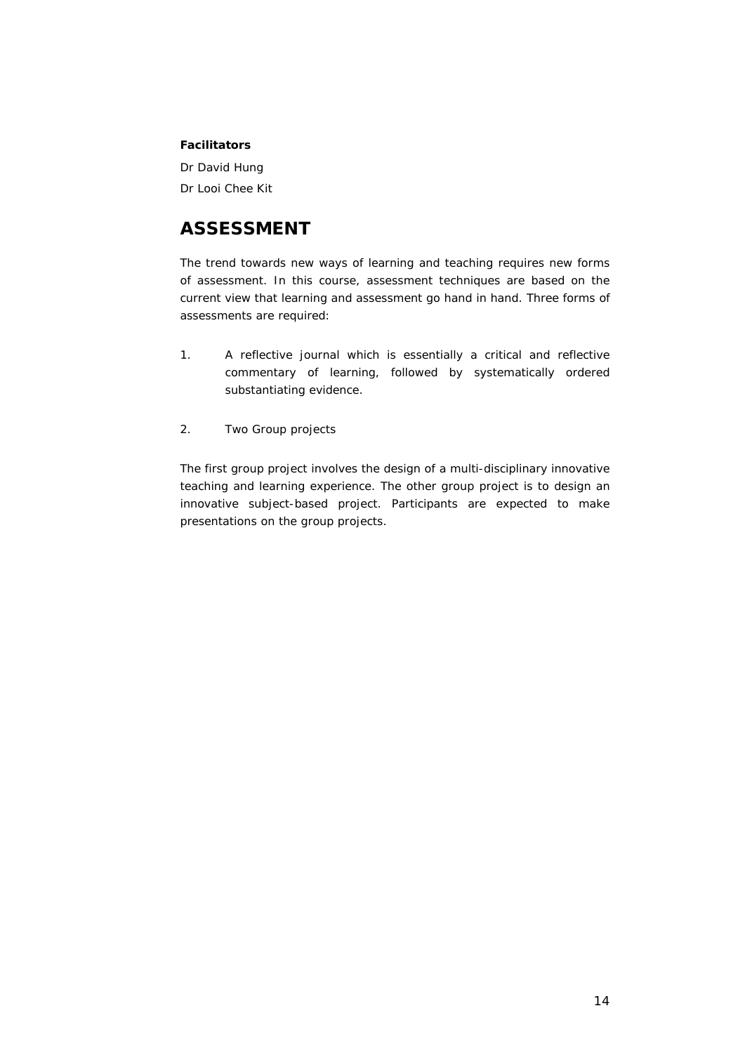**Facilitators**

Dr David Hung

Dr Looi Chee Kit

# ASSESSMENT

The trend towards new ways of learning and teaching requires new forms of assessment. In this course, assessment techniques are based on the current view that learning and assessment go hand in hand. Three forms of assessments are required:

1. A reflective journal which is essentially a critical and reflective commentary of learning, followed by systematically ordered substantiating evidence.

2. Two Group projects

The first group project involves the design of a multi-disciplinary innovative teaching and learning experience. The other group project is to design an innovative subject-based project. Participants are expected to make presentations on the group projects.